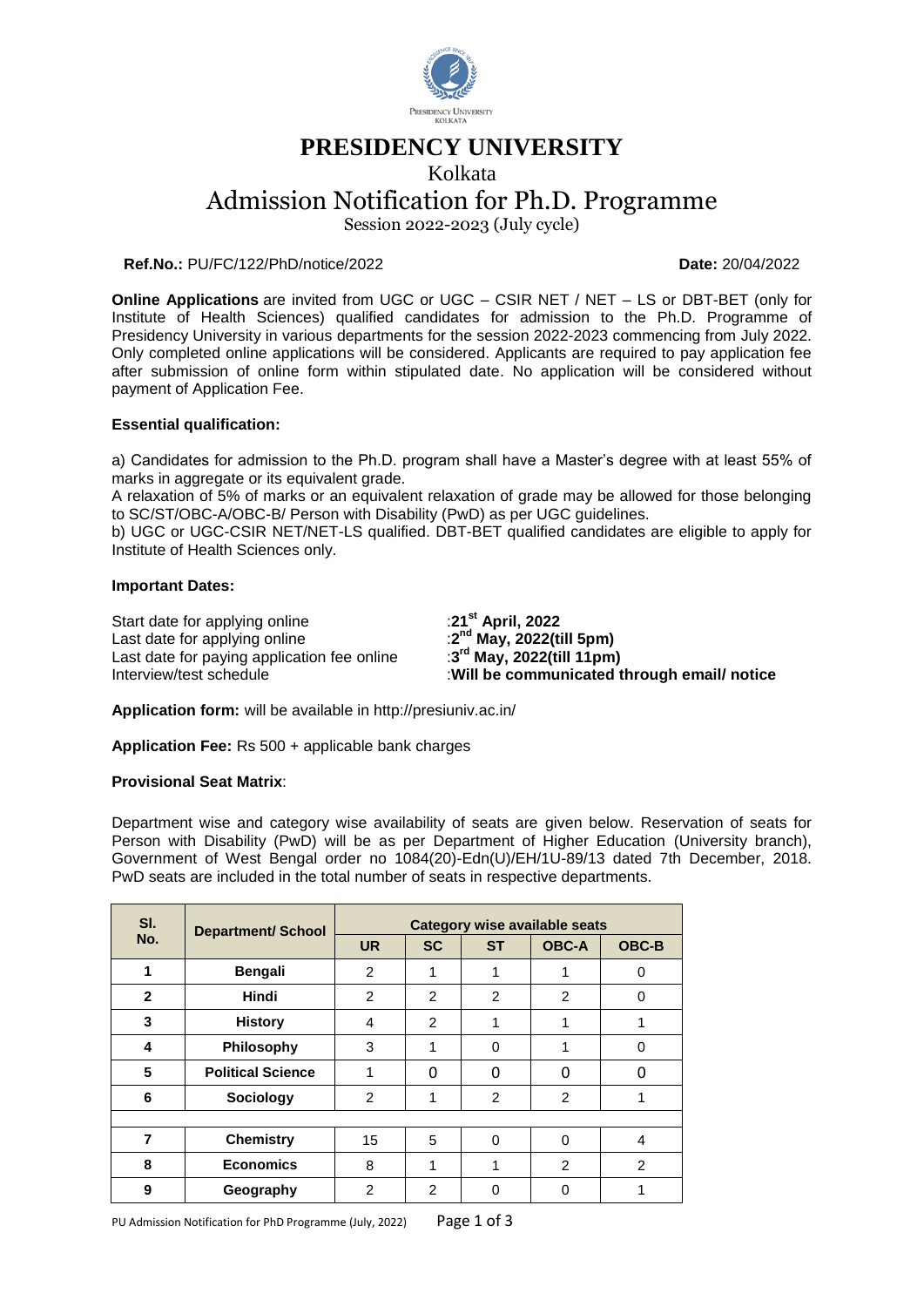# PRESIDENCY UNIVERSITY

## Kolkata

## Admission Notification for Ph.D. Programme

Session 2022-2023 (July cycle)

**Ref.No.:** PU/FC/122/PhD/notice/2022 **Date:** 20/04/2022

**Online Applications** are invited from UGC or UGC – CSIR NET / NET – LS or DBT-BET (only for Institute of Health Sciences) qualified candidates for admission to the Ph.D. Programme of Presidency University in various departments for the session 2022-2023 commencing from July 2022. Only completed online applications will be considered. Applicants are required to pay application fee after submission of online form within stipulated date. No application will be considered without payment of Application Fee.

**Essential qualification:**

a) Candidates for admission to the Ph.D. program shall have a Master's degree with at least 55% of marks in aggregate or its equivalent grade.

A relaxation of 5% of marks or an equivalent relaxation of grade may be allowed for those belonging to SC/ST/OBC-A/OBC-B/ Person with Disability (PwD) as per UGC guidelines.

b) UGC or UGC-CSIR NET/NET-LS qualified. DBT-BET qualified candidates are eligible to apply for Institute of Health Sciences only.

**Important Dates:**

Start date for applying online :**21st April, 2022**
Last date for applying online :**2nd May, 2022(till 5pm)**
Last date for paying application fee online :**3rd May, 2022(till 11pm)**
Interview/test schedule :**Will be communicated through email/ notice**

**Application form:** will be available in http://presiuniv.ac.in/

**Application Fee:** Rs 500 + applicable bank charges

**Provisional Seat Matrix**:

Department wise and category wise availability of seats are given below. Reservation of seats for Person with Disability (PwD) will be as per Department of Higher Education (University branch), Government of West Bengal order no 1084(20)-Edn(U)/EH/1U-89/13 dated 7th December, 2018. PwD seats are included in the total number of seats in respective departments.

| Sl. No. | Department/ School | Category wise available seats | | | | |
|---|---|---|---|---|---|---|
| | | UR | SC | ST | OBC-A | OBC-B |
| 1 | Bengali | 2 | 1 | 1 | 1 | 0 |
| 2 | Hindi | 2 | 2 | 2 | 2 | 0 |
| 3 | History | 4 | 2 | 1 | 1 | 1 |
| 4 | Philosophy | 3 | 1 | 0 | 1 | 0 |
| 5 | Political Science | 1 | 0 | 0 | 0 | 0 |
| 6 | Sociology | 2 | 1 | 2 | 2 | 1 |
| | | | | | | |
| 7 | Chemistry | 15 | 5 | 0 | 0 | 4 |
| 8 | Economics | 8 | 1 | 1 | 2 | 2 |
| 9 | Geography | 2 | 2 | 0 | 0 | 1 |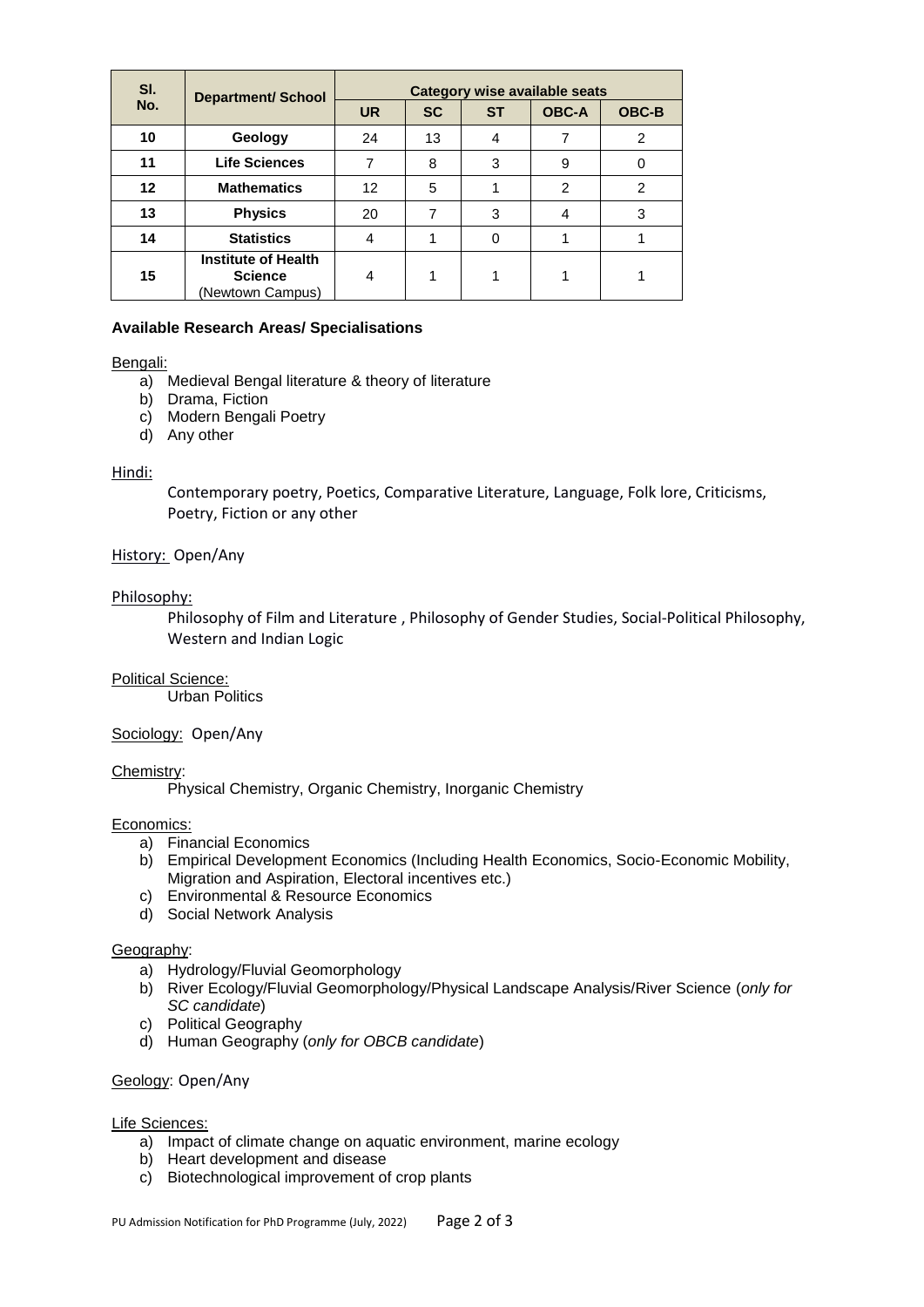| Sl. No. | Department/ School | Category wise available seats | | | | |
|---|---|---|---|---|---|---|
| | | UR | SC | ST | OBC-A | OBC-B |
| 10 | Geology | 24 | 13 | 4 | 7 | 2 |
| 11 | Life Sciences | 7 | 8 | 3 | 9 | 0 |
| 12 | Mathematics | 12 | 5 | 1 | 2 | 2 |
| 13 | Physics | 20 | 7 | 3 | 4 | 3 |
| 14 | Statistics | 4 | 1 | 0 | 1 | 1 |
| 15 | Institute of Health Science (Newtown Campus) | 4 | 1 | 1 | 1 | 1 |

**Available Research Areas/ Specialisations**

Bengali:

a) Medieval Bengal literature & theory of literature
b) Drama, Fiction
c) Modern Bengali Poetry
d) Any other

Hindi:

Contemporary poetry, Poetics, Comparative Literature, Language, Folk lore, Criticisms, Poetry, Fiction or any other

History: Open/Any

Philosophy:

Philosophy of Film and Literature , Philosophy of Gender Studies, Social-Political Philosophy, Western and Indian Logic

Political Science:

Urban Politics

Sociology: Open/Any

Chemistry:

Physical Chemistry, Organic Chemistry, Inorganic Chemistry

Economics:

a) Financial Economics
b) Empirical Development Economics (Including Health Economics, Socio-Economic Mobility, Migration and Aspiration, Electoral incentives etc.)
c) Environmental & Resource Economics
d) Social Network Analysis

Geography:

a) Hydrology/Fluvial Geomorphology
b) River Ecology/Fluvial Geomorphology/Physical Landscape Analysis/River Science (*only for SC candidate*)
c) Political Geography
d) Human Geography (*only for OBCB candidate*)

Geology: Open/Any

Life Sciences:

a) Impact of climate change on aquatic environment, marine ecology
b) Heart development and disease
c) Biotechnological improvement of crop plants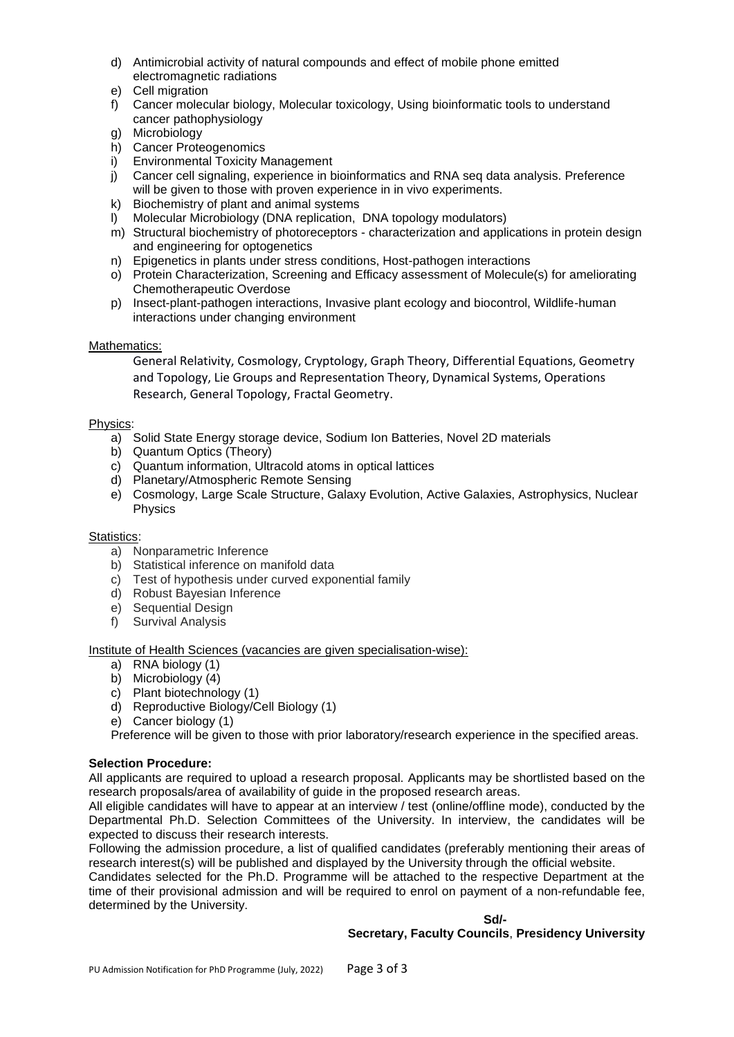d) Antimicrobial activity of natural compounds and effect of mobile phone emitted electromagnetic radiations
e) Cell migration
f) Cancer molecular biology, Molecular toxicology, Using bioinformatic tools to understand cancer pathophysiology
g) Microbiology
h) Cancer Proteogenomics
i) Environmental Toxicity Management
j) Cancer cell signaling, experience in bioinformatics and RNA seq data analysis. Preference will be given to those with proven experience in in vivo experiments.
k) Biochemistry of plant and animal systems
l) Molecular Microbiology (DNA replication, DNA topology modulators)
m) Structural biochemistry of photoreceptors - characterization and applications in protein design and engineering for optogenetics
n) Epigenetics in plants under stress conditions, Host-pathogen interactions
o) Protein Characterization, Screening and Efficacy assessment of Molecule(s) for ameliorating Chemotherapeutic Overdose
p) Insect-plant-pathogen interactions, Invasive plant ecology and biocontrol, Wildlife-human interactions under changing environment

Mathematics:

General Relativity, Cosmology, Cryptology, Graph Theory, Differential Equations, Geometry and Topology, Lie Groups and Representation Theory, Dynamical Systems, Operations Research, General Topology, Fractal Geometry.

Physics:

a) Solid State Energy storage device, Sodium Ion Batteries, Novel 2D materials
b) Quantum Optics (Theory)
c) Quantum information, Ultracold atoms in optical lattices
d) Planetary/Atmospheric Remote Sensing
e) Cosmology, Large Scale Structure, Galaxy Evolution, Active Galaxies, Astrophysics, Nuclear Physics

Statistics:

a) Nonparametric Inference
b) Statistical inference on manifold data
c) Test of hypothesis under curved exponential family
d) Robust Bayesian Inference
e) Sequential Design
f) Survival Analysis

Institute of Health Sciences (vacancies are given specialisation-wise):

a) RNA biology (1)
b) Microbiology (4)
c) Plant biotechnology (1)
d) Reproductive Biology/Cell Biology (1)
e) Cancer biology (1)

Preference will be given to those with prior laboratory/research experience in the specified areas.

**Selection Procedure:**

All applicants are required to upload a research proposal. Applicants may be shortlisted based on the research proposals/area of availability of guide in the proposed research areas.

All eligible candidates will have to appear at an interview / test (online/offline mode), conducted by the Departmental Ph.D. Selection Committees of the University. In interview, the candidates will be expected to discuss their research interests.

Following the admission procedure, a list of qualified candidates (preferably mentioning their areas of research interest(s) will be published and displayed by the University through the official website.

Candidates selected for the Ph.D. Programme will be attached to the respective Department at the time of their provisional admission and will be required to enrol on payment of a non-refundable fee, determined by the University.

**Sd/-**
**Secretary, Faculty Councils, Presidency University**